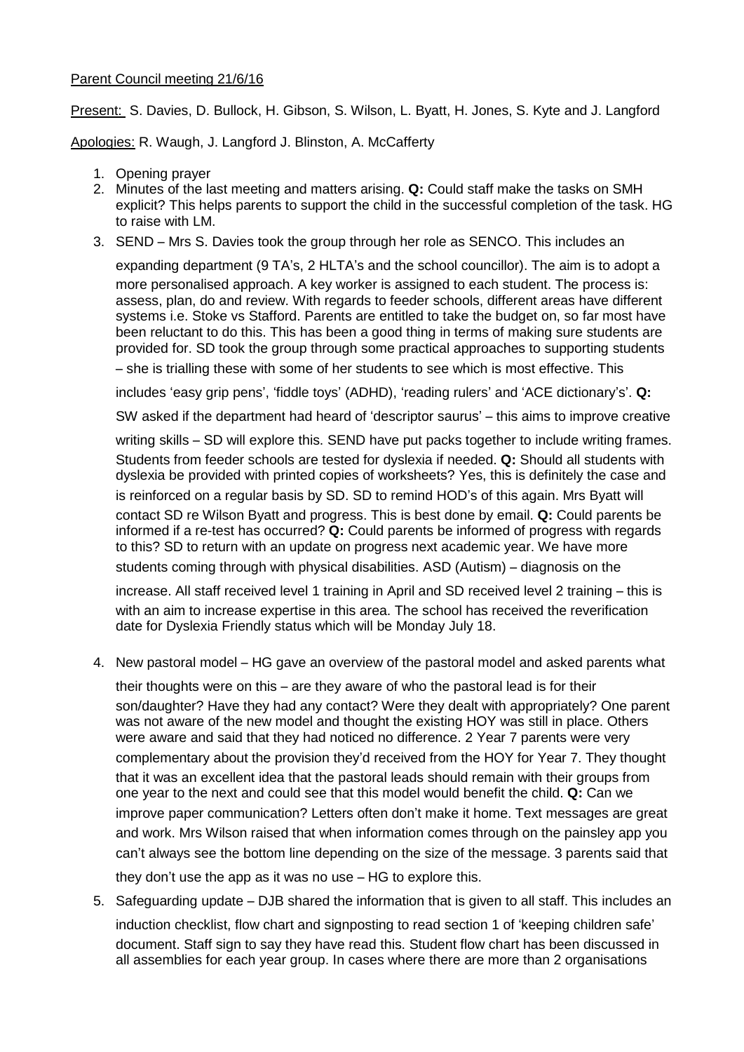Parent Council meeting 21/6/16

Present: S. Davies, D. Bullock, H. Gibson, S. Wilson, L. Byatt, H. Jones, S. Kyte and J. Langford

Apologies: R. Waugh, J. Langford J. Blinston, A. McCafferty

1. Opening prayer
2. Minutes of the last meeting and matters arising. **Q:** Could staff make the tasks on SMH explicit? This helps parents to support the child in the successful completion of the task. HG to raise with LM.
3. SEND – Mrs S. Davies took the group through her role as SENCO. This includes an expanding department (9 TA's, 2 HLTA's and the school councillor). The aim is to adopt a more personalised approach. A key worker is assigned to each student. The process is: assess, plan, do and review. With regards to feeder schools, different areas have different systems i.e. Stoke vs Stafford. Parents are entitled to take the budget on, so far most have been reluctant to do this. This has been a good thing in terms of making sure students are provided for. SD took the group through some practical approaches to supporting students – she is trialling these with some of her students to see which is most effective. This includes 'easy grip pens', 'fiddle toys' (ADHD), 'reading rulers' and 'ACE dictionary's'. **Q:** SW asked if the department had heard of 'descriptor saurus' – this aims to improve creative writing skills – SD will explore this. SEND have put packs together to include writing frames. Students from feeder schools are tested for dyslexia if needed. **Q:** Should all students with dyslexia be provided with printed copies of worksheets? Yes, this is definitely the case and is reinforced on a regular basis by SD. SD to remind HOD's of this again. Mrs Byatt will contact SD re Wilson Byatt and progress. This is best done by email. **Q:** Could parents be informed if a re-test has occurred? **Q:** Could parents be informed of progress with regards to this? SD to return with an update on progress next academic year. We have more students coming through with physical disabilities. ASD (Autism) – diagnosis on the increase. All staff received level 1 training in April and SD received level 2 training – this is with an aim to increase expertise in this area. The school has received the reverification date for Dyslexia Friendly status which will be Monday July 18.
4. New pastoral model – HG gave an overview of the pastoral model and asked parents what their thoughts were on this – are they aware of who the pastoral lead is for their son/daughter? Have they had any contact? Were they dealt with appropriately? One parent was not aware of the new model and thought the existing HOY was still in place. Others were aware and said that they had noticed no difference. 2 Year 7 parents were very complementary about the provision they'd received from the HOY for Year 7. They thought that it was an excellent idea that the pastoral leads should remain with their groups from one year to the next and could see that this model would benefit the child. **Q:** Can we improve paper communication? Letters often don't make it home. Text messages are great and work. Mrs Wilson raised that when information comes through on the painsley app you can't always see the bottom line depending on the size of the message. 3 parents said that they don't use the app as it was no use – HG to explore this.
5. Safeguarding update – DJB shared the information that is given to all staff. This includes an induction checklist, flow chart and signposting to read section 1 of 'keeping children safe' document. Staff sign to say they have read this. Student flow chart has been discussed in all assemblies for each year group. In cases where there are more than 2 organisations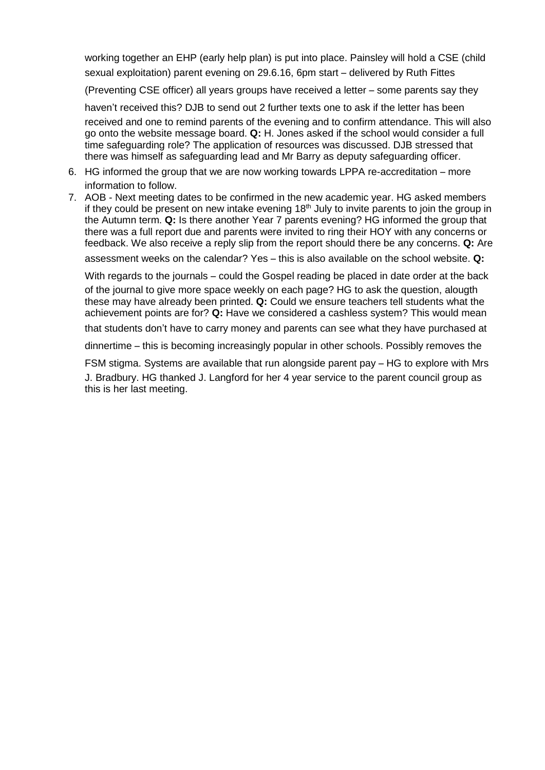working together an EHP (early help plan) is put into place. Painsley will hold a CSE (child sexual exploitation) parent evening on 29.6.16, 6pm start – delivered by Ruth Fittes (Preventing CSE officer) all years groups have received a letter – some parents say they haven't received this? DJB to send out 2 further texts one to ask if the letter has been received and one to remind parents of the evening and to confirm attendance. This will also go onto the website message board. **Q:** H. Jones asked if the school would consider a full time safeguarding role? The application of resources was discussed. DJB stressed that there was himself as safeguarding lead and Mr Barry as deputy safeguarding officer.

6. HG informed the group that we are now working towards LPPA re-accreditation – more information to follow.
7. AOB - Next meeting dates to be confirmed in the new academic year. HG asked members if they could be present on new intake evening 18th July to invite parents to join the group in the Autumn term. **Q:** Is there another Year 7 parents evening? HG informed the group that there was a full report due and parents were invited to ring their HOY with any concerns or feedback. We also receive a reply slip from the report should there be any concerns. **Q:** Are assessment weeks on the calendar? Yes – this is also available on the school website. **Q:** With regards to the journals – could the Gospel reading be placed in date order at the back of the journal to give more space weekly on each page? HG to ask the question, alougth these may have already been printed. **Q:** Could we ensure teachers tell students what the achievement points are for? **Q:** Have we considered a cashless system? This would mean that students don't have to carry money and parents can see what they have purchased at dinnertime – this is becoming increasingly popular in other schools. Possibly removes the FSM stigma. Systems are available that run alongside parent pay – HG to explore with Mrs J. Bradbury. HG thanked J. Langford for her 4 year service to the parent council group as this is her last meeting.